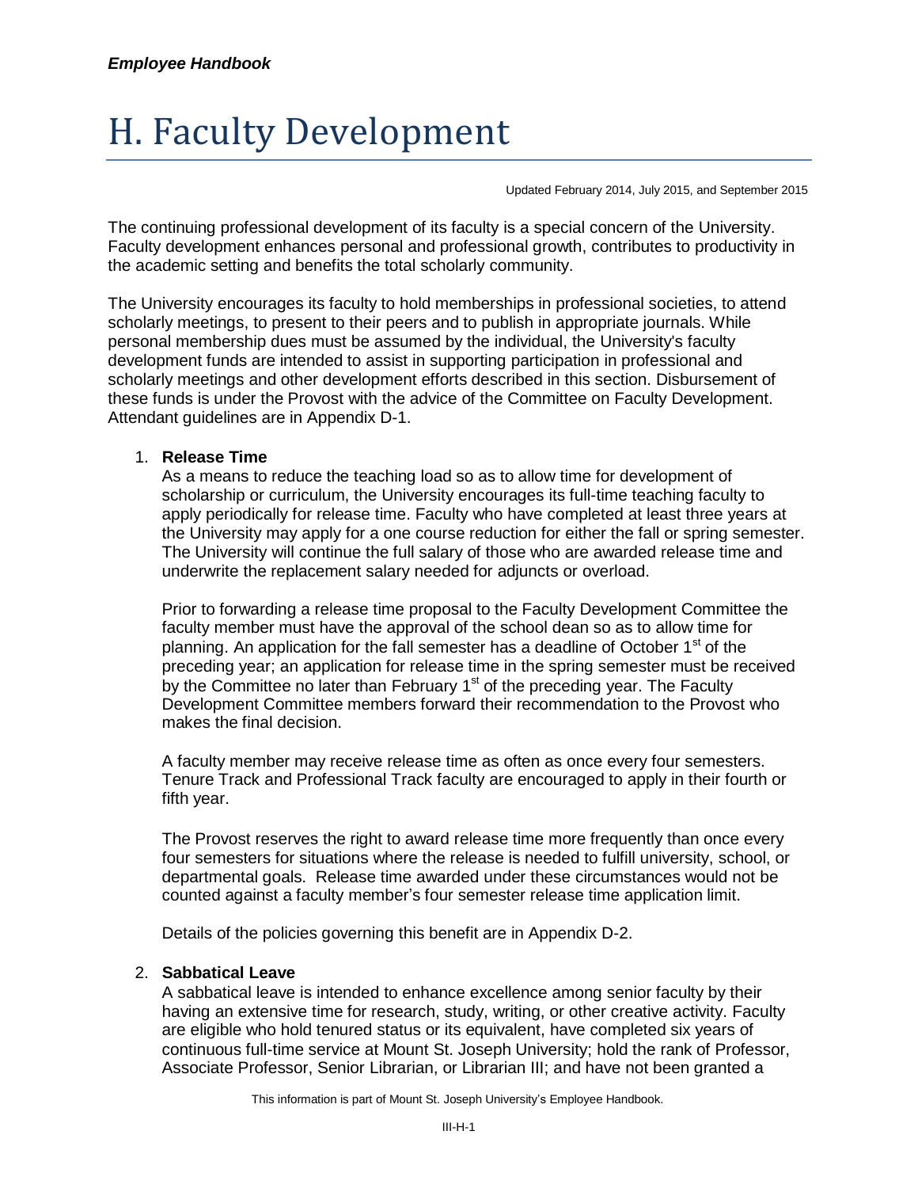# H. Faculty Development

Updated February 2014, July 2015, and September 2015

The continuing professional development of its faculty is a special concern of the University. Faculty development enhances personal and professional growth, contributes to productivity in the academic setting and benefits the total scholarly community.

The University encourages its faculty to hold memberships in professional societies, to attend scholarly meetings, to present to their peers and to publish in appropriate journals. While personal membership dues must be assumed by the individual, the University's faculty development funds are intended to assist in supporting participation in professional and scholarly meetings and other development efforts described in this section. Disbursement of these funds is under the Provost with the advice of the Committee on Faculty Development. Attendant guidelines are in Appendix D-1.

1. **Release Time**

   As a means to reduce the teaching load so as to allow time for development of scholarship or curriculum, the University encourages its full-time teaching faculty to apply periodically for release time. Faculty who have completed at least three years at the University may apply for a one course reduction for either the fall or spring semester. The University will continue the full salary of those who are awarded release time and underwrite the replacement salary needed for adjuncts or overload.

   Prior to forwarding a release time proposal to the Faculty Development Committee the faculty member must have the approval of the school dean so as to allow time for planning. An application for the fall semester has a deadline of October 1st of the preceding year; an application for release time in the spring semester must be received by the Committee no later than February 1st of the preceding year. The Faculty Development Committee members forward their recommendation to the Provost who makes the final decision.

   A faculty member may receive release time as often as once every four semesters. Tenure Track and Professional Track faculty are encouraged to apply in their fourth or fifth year.

   The Provost reserves the right to award release time more frequently than once every four semesters for situations where the release is needed to fulfill university, school, or departmental goals. Release time awarded under these circumstances would not be counted against a faculty member's four semester release time application limit.

   Details of the policies governing this benefit are in Appendix D-2.

2. **Sabbatical Leave**

   A sabbatical leave is intended to enhance excellence among senior faculty by their having an extensive time for research, study, writing, or other creative activity. Faculty are eligible who hold tenured status or its equivalent, have completed six years of continuous full-time service at Mount St. Joseph University; hold the rank of Professor, Associate Professor, Senior Librarian, or Librarian III; and have not been granted a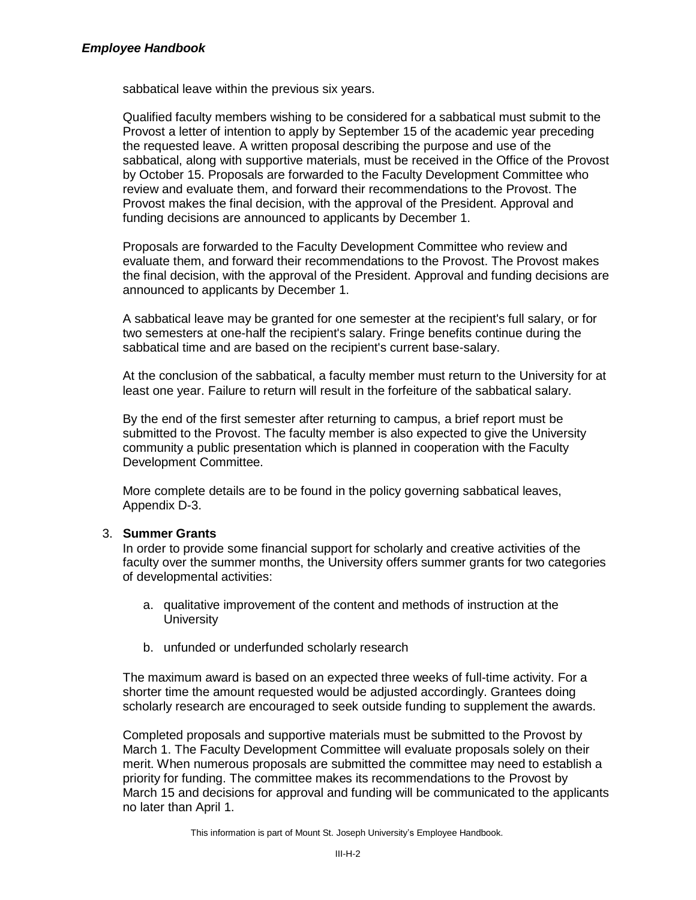sabbatical leave within the previous six years.

Qualified faculty members wishing to be considered for a sabbatical must submit to the Provost a letter of intention to apply by September 15 of the academic year preceding the requested leave. A written proposal describing the purpose and use of the sabbatical, along with supportive materials, must be received in the Office of the Provost by October 15. Proposals are forwarded to the Faculty Development Committee who review and evaluate them, and forward their recommendations to the Provost. The Provost makes the final decision, with the approval of the President. Approval and funding decisions are announced to applicants by December 1.

Proposals are forwarded to the Faculty Development Committee who review and evaluate them, and forward their recommendations to the Provost. The Provost makes the final decision, with the approval of the President. Approval and funding decisions are announced to applicants by December 1.

A sabbatical leave may be granted for one semester at the recipient's full salary, or for two semesters at one-half the recipient's salary. Fringe benefits continue during the sabbatical time and are based on the recipient's current base-salary.

At the conclusion of the sabbatical, a faculty member must return to the University for at least one year. Failure to return will result in the forfeiture of the sabbatical salary.

By the end of the first semester after returning to campus, a brief report must be submitted to the Provost. The faculty member is also expected to give the University community a public presentation which is planned in cooperation with the Faculty Development Committee.

More complete details are to be found in the policy governing sabbatical leaves, Appendix D-3.

3. **Summer Grants**

In order to provide some financial support for scholarly and creative activities of the faculty over the summer months, the University offers summer grants for two categories of developmental activities:

   a. qualitative improvement of the content and methods of instruction at the University

   b. unfunded or underfunded scholarly research

The maximum award is based on an expected three weeks of full-time activity. For a shorter time the amount requested would be adjusted accordingly. Grantees doing scholarly research are encouraged to seek outside funding to supplement the awards.

Completed proposals and supportive materials must be submitted to the Provost by March 1. The Faculty Development Committee will evaluate proposals solely on their merit. When numerous proposals are submitted the committee may need to establish a priority for funding. The committee makes its recommendations to the Provost by March 15 and decisions for approval and funding will be communicated to the applicants no later than April 1.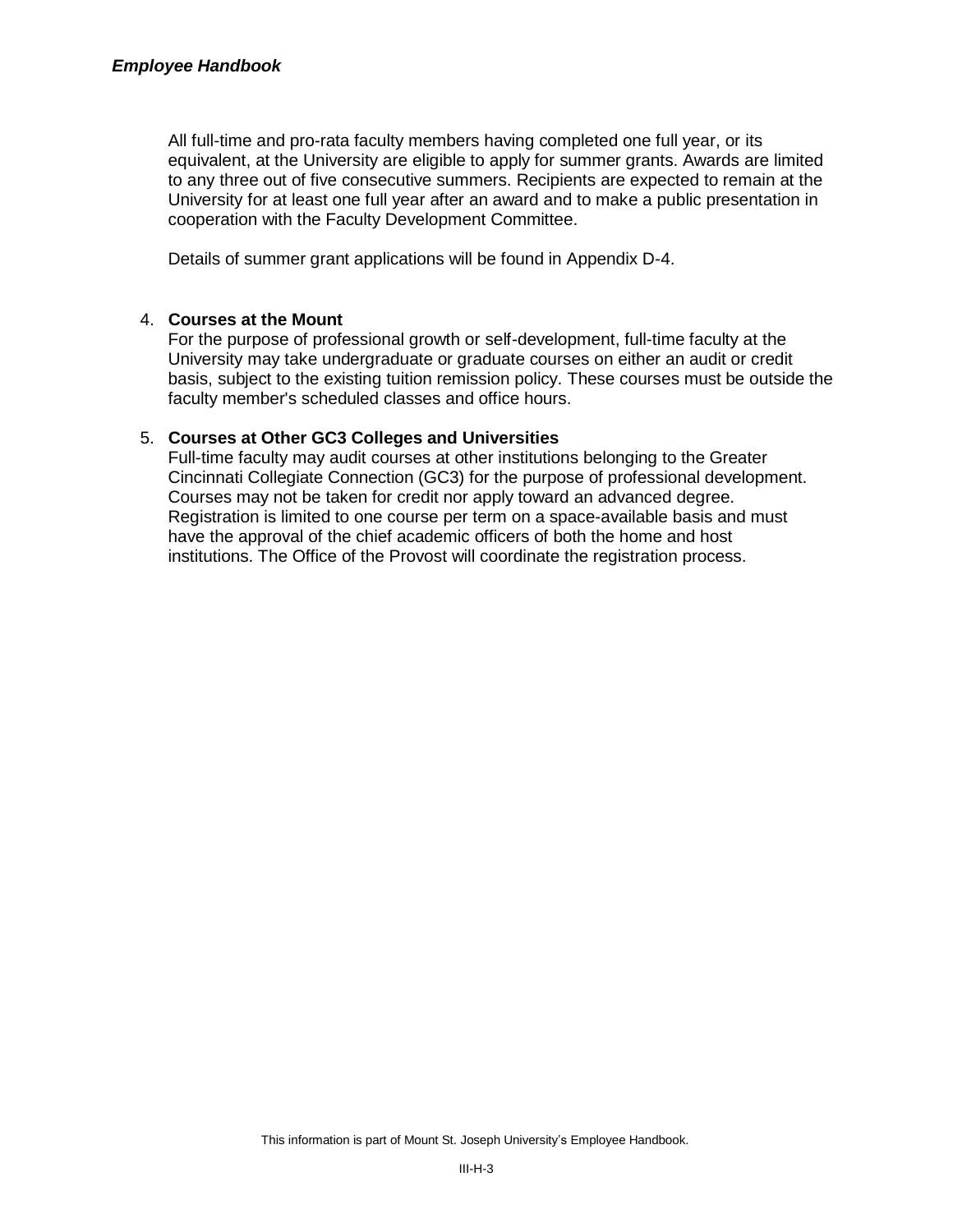All full-time and pro-rata faculty members having completed one full year, or its equivalent, at the University are eligible to apply for summer grants. Awards are limited to any three out of five consecutive summers. Recipients are expected to remain at the University for at least one full year after an award and to make a public presentation in cooperation with the Faculty Development Committee.

Details of summer grant applications will be found in Appendix D-4.

4. **Courses at the Mount**
   For the purpose of professional growth or self-development, full-time faculty at the University may take undergraduate or graduate courses on either an audit or credit basis, subject to the existing tuition remission policy. These courses must be outside the faculty member's scheduled classes and office hours.

5. **Courses at Other GC3 Colleges and Universities**
   Full-time faculty may audit courses at other institutions belonging to the Greater Cincinnati Collegiate Connection (GC3) for the purpose of professional development. Courses may not be taken for credit nor apply toward an advanced degree. Registration is limited to one course per term on a space-available basis and must have the approval of the chief academic officers of both the home and host institutions. The Office of the Provost will coordinate the registration process.